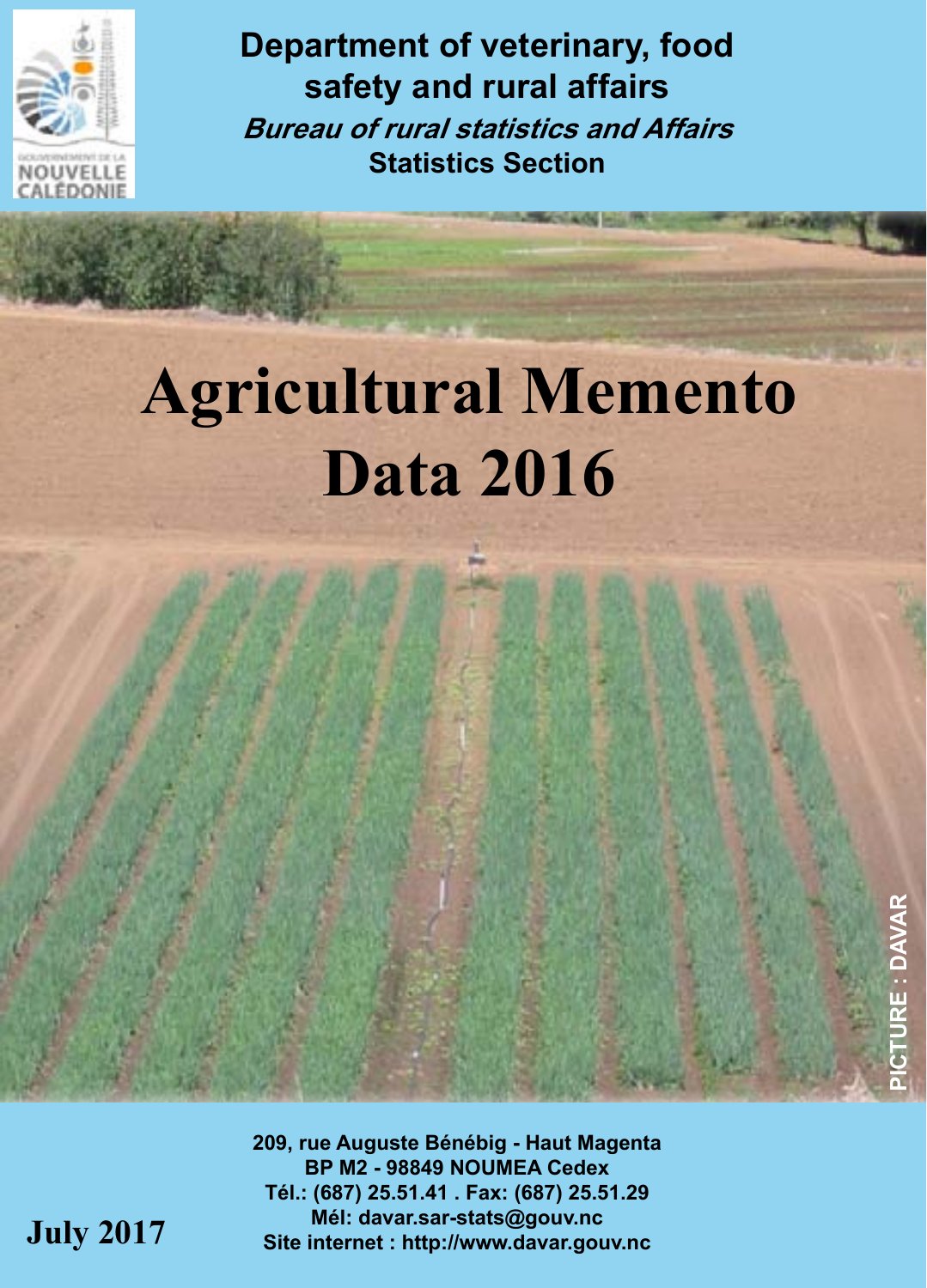**Department of veterinary, food safety and rural affairs**

***Bureau of rural statistics and Affairs***

**Statistics Section**

# Agricultural Memento Data 2016

PICTURE : DAVAR

**209, rue Auguste Bénébig - Haut Magenta**
**BP M2 - 98849 NOUMEA Cedex**
**Tél.: (687) 25.51.41 . Fax: (687) 25.51.29**
**Mél: davar.sar-stats@gouv.nc**
**Site internet : http://www.davar.gouv.nc**

**July 2017**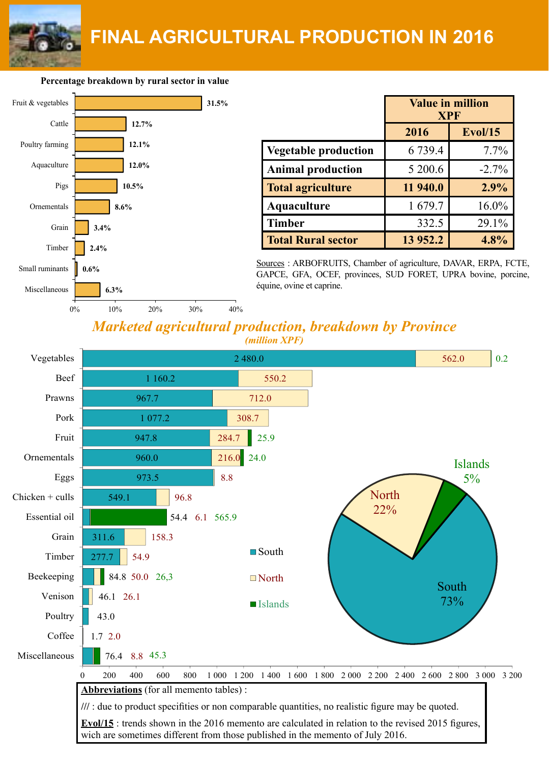# FINAL AGRICULTURAL PRODUCTION IN 2016

**Percentage breakdown by rural sector in value**

| Sector | % |
|---|---|
| Fruit & vegetables | 31.5% |
| Cattle | 12.7% |
| Poultry farming | 12.1% |
| Aquaculture | 12.0% |
| Pigs | 10.5% |
| Ornementals | 8.6% |
| Grain | 3.4% |
| Timber | 2.4% |
| Small ruminants | 0.6% |
| Miscellaneous | 6.3% |

| | Value in million XPF | |
|---|---|---|
| | **2016** | **Evol/15** |
| **Vegetable production** | 6 739.4 | 7.7% |
| **Animal production** | 5 200.6 | -2.7% |
| **Total agriculture** | **11 940.0** | **2.9%** |
| **Aquaculture** | 1 679.7 | 16.0% |
| **Timber** | 332.5 | 29.1% |
| **Total Rural sector** | **13 952.2** | **4.8%** |

Sources : ARBOFRUITS, Chamber of agriculture, DAVAR, ERPA, FCTE, GAPCE, GFA, OCEF, provinces, SUD FORET, UPRA bovine, porcine, équine, ovine et caprine.

## *Marketed agricultural production, breakdown by Province*

*(million XPF)*

| Product | South | North | Islands |
|---|---|---|---|
| Vegetables | 2 480.0 | 562.0 | 0.2 |
| Beef | 1 160.2 | 550.2 | |
| Prawns | 967.7 | 712.0 | |
| Pork | 1 077.2 | 308.7 | |
| Fruit | 947.8 | 284.7 | 25.9 |
| Ornementals | 960.0 | 216.0 | 24.0 |
| Eggs | 973.5 | 8.8 | |
| Chicken + culls | 549.1 | 96.8 | |
| Essential oil | 54.4 | 6.1 | 565.9 |
| Grain | 311.6 | 158.3 | |
| Timber | 277.7 | 54.9 | |
| Beekeeping | 84.8 | 50.0 | 26,3 |
| Venison | 46.1 | 26.1 | |
| Poultry | 43.0 | | |
| Coffee | 1.7 | 2.0 | |
| Miscellaneous | 76.4 | 8.8 | 45.3 |

Breakdown by Province: South 73%, North 22%, Islands 5%

**Abbreviations** (for all memento tables) :

/// : due to product specifities or non comparable quantities, no realistic figure may be quoted.

**Evol/15** : trends shown in the 2016 memento are calculated in relation to the revised 2015 figures, wich are sometimes different from those published in the memento of July 2016.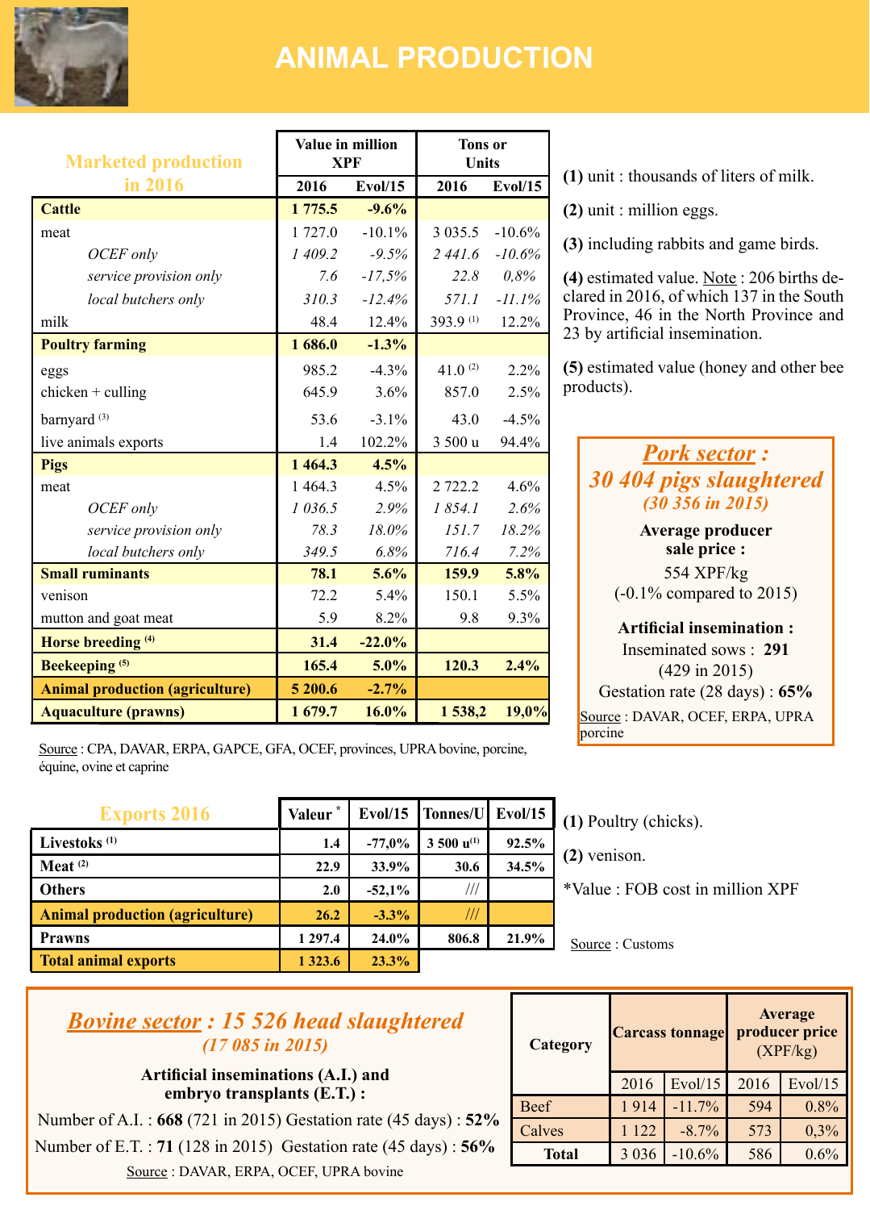# ANIMAL PRODUCTION

| Marketed production in 2016 | Value in million XPF | | Tons or Units | |
|---|---|---|---|---|
| | 2016 | Evol/15 | 2016 | Evol/15 |
| **Cattle** | **1 775.5** | **-9.6%** | | |
| meat | 1 727.0 | -10.1% | 3 035.5 | -10.6% |
| *OCEF only* | *1 409.2* | *-9.5%* | *2 441.6* | *-10.6%* |
| *service provision only* | *7.6* | *-17,5%* | *22.8* | *0,8%* |
| *local butchers only* | *310.3* | *-12.4%* | *571.1* | *-11.1%* |
| milk | 48.4 | 12.4% | 393.9 [1] | 12.2% |
| **Poultry farming** | **1 686.0** | **-1.3%** | | |
| eggs | 985.2 | -4.3% | 41.0 [2] | 2.2% |
| chicken + culling | 645.9 | 3.6% | 857.0 | 2.5% |
| barnyard [3] | 53.6 | -3.1% | 43.0 | -4.5% |
| live animals exports | 1.4 | 102.2% | 3 500 u | 94.4% |
| **Pigs** | **1 464.3** | **4.5%** | | |
| meat | 1 464.3 | 4.5% | 2 722.2 | 4.6% |
| *OCEF only* | *1 036.5* | *2.9%* | *1 854.1* | *2.6%* |
| *service provision only* | *78.3* | *18.0%* | *151.7* | *18.2%* |
| *local butchers only* | *349.5* | *6.8%* | *716.4* | *7.2%* |
| **Small ruminants** | **78.1** | **5.6%** | **159.9** | **5.8%** |
| venison | 72.2 | 5.4% | 150.1 | 5.5% |
| mutton and goat meat | 5.9 | 8.2% | 9.8 | 9.3% |
| **Horse breeding [4]** | **31.4** | **-22.0%** | | |
| **Beekeeping [5]** | **165.4** | **5.0%** | **120.3** | **2.4%** |
| **Animal production (agriculture)** | **5 200.6** | **-2.7%** | | |
| **Aquaculture (prawns)** | **1 679.7** | **16.0%** | **1 538,2** | **19,0%** |

Source : CPA, DAVAR, ERPA, GAPCE, GFA, OCEF, provinces, UPRA bovine, porcine, équine, ovine et caprine

**(1)** unit : thousands of liters of milk.

**(2)** unit : million eggs.

**(3)** including rabbits and game birds.

**(4)** estimated value. Note : 206 births declared in 2016, of which 137 in the South Province, 46 in the North Province and 23 by artificial insemination.

**(5)** estimated value (honey and other bee products).

## *Pork sector : 30 404 pigs slaughtered*

*(30 356 in 2015)*

**Average producer sale price :**
554 XPF/kg
(-0.1% compared to 2015)

**Artificial insemination :**
Inseminated sows : **291**
(429 in 2015)
Gestation rate (28 days) : **65%**

Source : DAVAR, OCEF, ERPA, UPRA porcine

| Exports 2016 | Valeur * | Evol/15 | Tonnes/U | Evol/15 |
|---|---|---|---|---|
| **Livestoks [1]** | **1.4** | **-77,0%** | **3 500 u[1]** | **92.5%** |
| **Meat [2]** | **22.9** | **33.9%** | **30.6** | **34.5%** |
| **Others** | **2.0** | **-52,1%** | /// | |
| **Animal production (agriculture)** | **26.2** | **-3.3%** | /// | |
| **Prawns** | **1 297.4** | **24.0%** | **806.8** | **21.9%** |
| **Total animal exports** | **1 323.6** | **23.3%** | | |

**(1)** Poultry (chicks).

**(2)** venison.

*Value : FOB cost in million XPF

Source : Customs

## *Bovine sector : 15 526 head slaughtered*

*(17 085 in 2015)*

**Artificial inseminations (A.I.) and embryo transplants (E.T.) :**

Number of A.I. : **668** (721 in 2015) Gestation rate (45 days) : **52%**

Number of E.T. : **71** (128 in 2015) Gestation rate (45 days) : **56%**

Source : DAVAR, ERPA, OCEF, UPRA bovine

| Category | Carcass tonnage | | Average producer price (XPF/kg) | |
|---|---|---|---|---|
| | 2016 | Evol/15 | 2016 | Evol/15 |
| Beef | 1 914 | -11.7% | 594 | 0.8% |
| Calves | 1 122 | -8.7% | 573 | 0,3% |
| **Total** | 3 036 | -10.6% | 586 | 0.6% |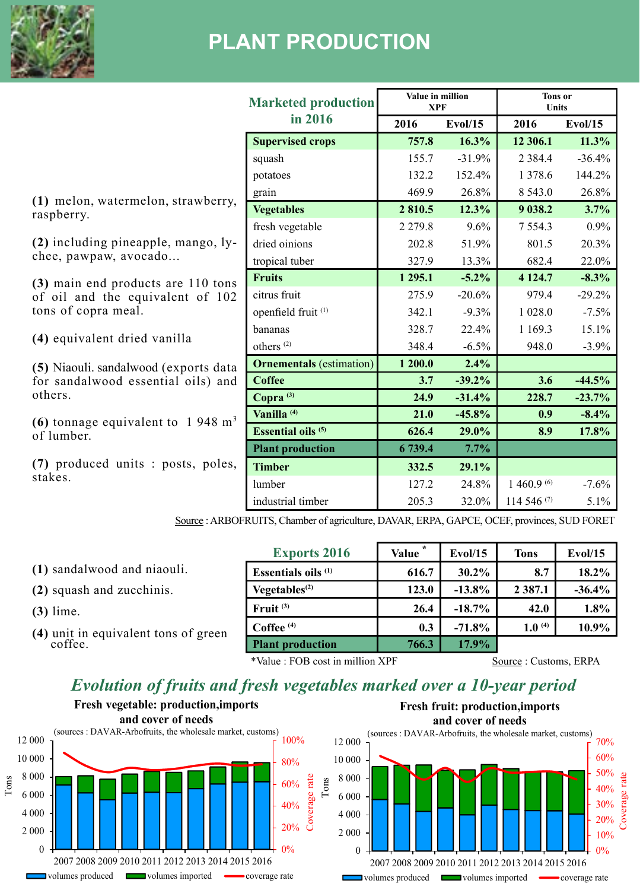# PLANT PRODUCTION

## Marketed production in 2016

| | Value in million XPF | | Tons or Units | |
|---|---|---|---|---|
| | 2016 | Evol/15 | 2016 | Evol/15 |
| **Supervised crops** | **757.8** | **16.3%** | **12 306.1** | **11.3%** |
| squash | 155.7 | -31.9% | 2 384.4 | -36.4% |
| potatoes | 132.2 | 152.4% | 1 378.6 | 144.2% |
| grain | 469.9 | 26.8% | 8 543.0 | 26.8% |
| **Vegetables** | **2 810.5** | **12.3%** | **9 038.2** | **3.7%** |
| fresh vegetable | 2 279.8 | 9.6% | 7 554.3 | 0.9% |
| dried oinions | 202.8 | 51.9% | 801.5 | 20.3% |
| tropical tuber | 327.9 | 13.3% | 682.4 | 22.0% |
| **Fruits** | **1 295.1** | **-5.2%** | **4 124.7** | **-8.3%** |
| citrus fruit | 275.9 | -20.6% | 979.4 | -29.2% |
| openfield fruit (1) | 342.1 | -9.3% | 1 028.0 | -7.5% |
| bananas | 328.7 | 22.4% | 1 169.3 | 15.1% |
| others (2) | 348.4 | -6.5% | 948.0 | -3.9% |
| **Ornementals** (estimation) | **1 200.0** | **2.4%** | | |
| **Coffee** | **3.7** | **-39.2%** | **3.6** | **-44.5%** |
| **Copra (3)** | **24.9** | **-31.4%** | **228.7** | **-23.7%** |
| **Vanilla (4)** | **21.0** | **-45.8%** | **0.9** | **-8.4%** |
| **Essential oils (5)** | **626.4** | **29.0%** | **8.9** | **17.8%** |
| **Plant production** | **6 739.4** | **7.7%** | | |
| **Timber** | **332.5** | **29.1%** | | |
| lumber | 127.2 | 24.8% | 1 460.9 (6) | -7.6% |
| industrial timber | 205.3 | 32.0% | 114 546 (7) | 5.1% |

(1) melon, watermelon, strawberry, raspberry.

(2) including pineapple, mango, lychee, pawpaw, avocado...

(3) main end products are 110 tons of oil and the equivalent of 102 tons of copra meal.

(4) equivalent dried vanilla

(5) Niaouli. sandalwood (exports data for sandalwood essential oils) and others.

(6) tonnage equivalent to 1 948 $m^3$ of lumber.

(7) produced units : posts, poles, stakes.

Source : ARBOFRUITS, Chamber of agriculture, DAVAR, ERPA, GAPCE, OCEF, provinces, SUD FORET

## Exports 2016

| | Value * | Evol/15 | Tons | Evol/15 |
|---|---|---|---|---|
| **Essentials oils (1)** | **616.7** | **30.2%** | **8.7** | **18.2%** |
| **Vegetables (2)** | **123.0** | **-13.8%** | **2 387.1** | **-36.4%** |
| **Fruit (3)** | **26.4** | **-18.7%** | **42.0** | **1.8%** |
| **Coffee (4)** | **0.3** | **-71.8%** | **1.0 (4)** | **10.9%** |
| **Plant production** | **766.3** | **17.9%** | | |

*Value : FOB cost in million XPF

Source : Customs, ERPA

(1) sandalwood and niaouli.

(2) squash and zucchinis.

(3) lime.

(4) unit in equivalent tons of green coffee.

## *Evolution of fruits and fresh vegetables marked over a 10-year period*

**Fresh vegetable: production,imports and cover of needs**

(sources : DAVAR-Arbofruits, the wholesale market, customs)

**Fresh fruit: production,imports and cover of needs**

(sources : DAVAR-Arbofruits, the wholesale market, customs)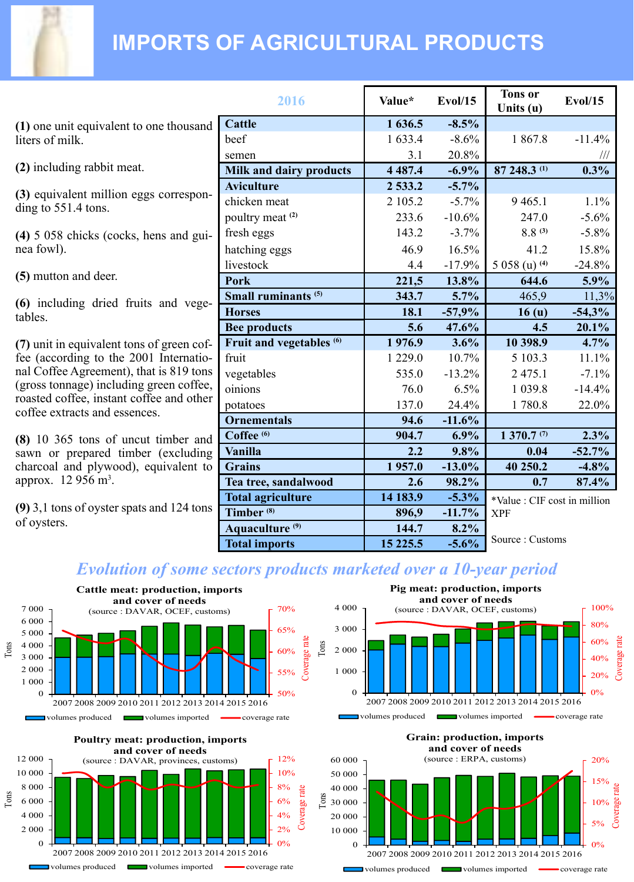# IMPORTS OF AGRICULTURAL PRODUCTS

**(1)** one unit equivalent to one thousand liters of milk.

**(2)** including rabbit meat.

**(3)** equivalent million eggs corresponding to 551.4 tons.

**(4)** 5 058 chicks (cocks, hens and guinea fowl).

**(5)** mutton and deer.

**(6)** including dried fruits and vegetables.

**(7)** unit in equivalent tons of green coffee (according to the 2001 International Coffee Agreement), that is 819 tons (gross tonnage) including green coffee, roasted coffee, instant coffee and other coffee extracts and essences.

**(8)** 10 365 tons of uncut timber and sawn or prepared timber (excluding charcoal and plywood), equivalent to approx. 12 956 m³.

**(9)** 3,1 tons of oyster spats and 124 tons of oysters.

| 2016 | Value* | Evol/15 | Tons or Units (u) | Evol/15 |
|---|---|---|---|---|
| **Cattle** | **1 636.5** | **-8.5%** | | |
| beef | 1 633.4 | -8.6% | 1 867.8 | -11.4% |
| semen | 3.1 | 20.8% | | /// |
| **Milk and dairy products** | **4 487.4** | **-6.9%** | **87 248.3 (1)** | **0.3%** |
| **Aviculture** | **2 533.2** | **-5.7%** | | |
| chicken meat | 2 105.2 | -5.7% | 9 465.1 | 1.1% |
| poultry meat (2) | 233.6 | -10.6% | 247.0 | -5.6% |
| fresh eggs | 143.2 | -3.7% | 8.8 (3) | -5.8% |
| hatching eggs | 46.9 | 16.5% | 41.2 | 15.8% |
| livestock | 4.4 | -17.9% | 5 058 (u) (4) | -24.8% |
| **Pork** | **221,5** | **13.8%** | **644.6** | **5.9%** |
| **Small ruminants (5)** | **343.7** | **5.7%** | 465,9 | 11,3% |
| **Horses** | **18.1** | **-57,9%** | **16 (u)** | **-54,3%** |
| **Bee products** | **5.6** | **47.6%** | **4.5** | **20.1%** |
| **Fruit and vegetables (6)** | **1 976.9** | **3.6%** | **10 398.9** | **4.7%** |
| fruit | 1 229.0 | 10.7% | 5 103.3 | 11.1% |
| vegetables | 535.0 | -13.2% | 2 475.1 | -7.1% |
| oinions | 76.0 | 6.5% | 1 039.8 | -14.4% |
| potatoes | 137.0 | 24.4% | 1 780.8 | 22.0% |
| **Ornementals** | **94.6** | **-11.6%** | | |
| **Coffee (6)** | **904.7** | **6.9%** | **1 370.7 (7)** | **2.3%** |
| **Vanilla** | **2.2** | **9.8%** | **0.04** | **-52.7%** |
| **Grains** | **1 957.0** | **-13.0%** | **40 250.2** | **-4.8%** |
| **Tea tree, sandalwood** | **2.6** | **98.2%** | **0.7** | **87.4%** |
| **Total agriculture** | **14 183.9** | **-5.3%** | | |
| **Timber (8)** | **896,9** | **-11.7%** | | |
| **Aquaculture (9)** | **144.7** | **8.2%** | | |
| **Total imports** | **15 225.5** | **-5.6%** | | |

*Value : CIF cost in million XPF

Source : Customs

## *Evolution of some sectors products marketed over a 10-year period*

**Cattle meat: production, imports and cover of needs**
(source : DAVAR, OCEF, customs)

**Pig meat: production, imports and cover of needs**
(source : DAVAR, OCEF, customs)

**Poultry meat: production, imports and cover of needs**
(source : DAVAR, provinces, customs)

**Grain: production, imports and cover of needs**
(source : ERPA, customs)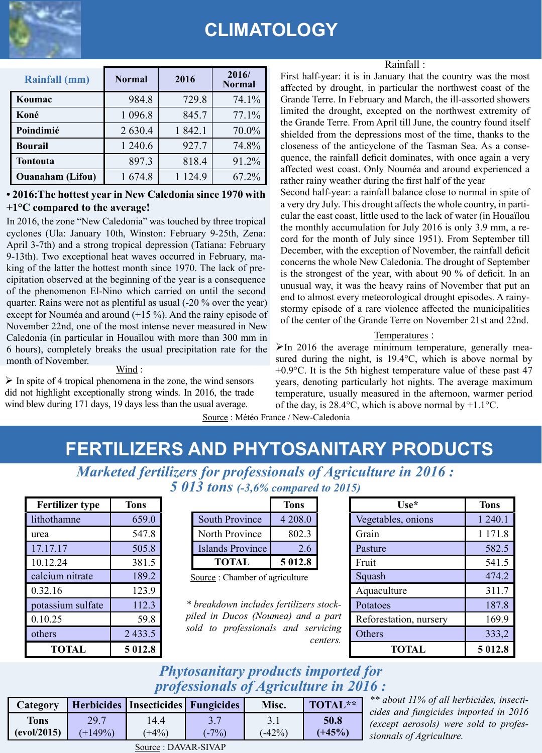# CLIMATOLOGY

| Rainfall (mm) | Normal | 2016 | 2016/ Normal |
|---|---|---|---|
| Koumac | 984.8 | 729.8 | 74.1% |
| Koné | 1 096.8 | 845.7 | 77.1% |
| Poindimié | 2 630.4 | 1 842.1 | 70.0% |
| Bourail | 1 240.6 | 927.7 | 74.8% |
| Tontouta | 897.3 | 818.4 | 91.2% |
| Ouanaham (Lifou) | 1 674.8 | 1 124.9 | 67.2% |

**• 2016:The hottest year in New Caledonia since 1970 with +1°C compared to the average!**

In 2016, the zone "New Caledonia" was touched by three tropical cyclones (Ula: January 10th, Winston: February 9-25th, Zena: April 3-7th) and a strong tropical depression (Tatiana: February 9-13th). Two exceptional heat waves occurred in February, making of the latter the hottest month since 1970. The lack of precipitation observed at the beginning of the year is a consequence of the phenomenon El-Nino which carried on until the second quarter. Rains were not as plentiful as usual (-20 % over the year) except for Nouméa and around (+15 %). And the rainy episode of November 22nd, one of the most intense never measured in New Caledonia (in particular in Houaïlou with more than 300 mm in 6 hours), completely breaks the usual precipitation rate for the month of November.

Wind :

➢ In spite of 4 tropical phenomena in the zone, the wind sensors did not highlight exceptionally strong winds. In 2016, the trade wind blew during 171 days, 19 days less than the usual average.

Rainfall :

First half-year: it is in January that the country was the most affected by drought, in particular the northwest coast of the Grande Terre. In February and March, the ill-assorted showers limited the drought, excepted on the northwest extremity of the Grande Terre. From April till June, the country found itself shielded from the depressions most of the time, thanks to the closeness of the anticyclone of the Tasman Sea. As a consequence, the rainfall deficit dominates, with once again a very affected west coast. Only Nouméa and around experienced a rather rainy weather during the first half of the year

Second half-year: a rainfall balance close to normal in spite of a very dry July. This drought affects the whole country, in particular the east coast, little used to the lack of water (in Houaïlou the monthly accumulation for July 2016 is only 3.9 mm, a record for the month of July since 1951). From September till December, with the exception of November, the rainfall deficit concerns the whole New Caledonia. The drought of September is the strongest of the year, with about 90 % of deficit. In an unusual way, it was the heavy rains of November that put an end to almost every meteorological drought episodes. A rainy-stormy episode of a rare violence affected the municipalities of the center of the Grande Terre on November 21st and 22nd.

Temperatures :

➢In 2016 the average minimum temperature, generally measured during the night, is 19.4°C, which is above normal by +0.9°C. It is the 5th highest temperature value of these past 47 years, denoting particularly hot nights. The average maximum temperature, usually measured in the afternoon, warmer period of the day, is 28.4°C, which is above normal by +1.1°C.

Source : Météo France / New-Caledonia

# FERTILIZERS AND PHYTOSANITARY PRODUCTS

## *Marketed fertilizers for professionals of Agriculture in 2016 : 5 013 tons (-3,6% compared to 2015)*

| Fertilizer type | Tons |
|---|---|
| lithothamne | 659.0 |
| urea | 547.8 |
| 17.17.17 | 505.8 |
| 10.12.24 | 381.5 |
| calcium nitrate | 189.2 |
| 0.32.16 | 123.9 |
| potassium sulfate | 112.3 |
| 0.10.25 | 59.8 |
| others | 2 433.5 |
| **TOTAL** | **5 012.8** |

| | Tons |
|---|---|
| South Province | 4 208.0 |
| North Province | 802.3 |
| Islands Province | 2.6 |
| **TOTAL** | **5 012.8** |

Source : Chamber of agriculture

| Use* | Tons |
|---|---|
| Vegetables, onions | 1 240.1 |
| Grain | 1 171.8 |
| Pasture | 582.5 |
| Fruit | 541.5 |
| Squash | 474.2 |
| Aquaculture | 311.7 |
| Potatoes | 187.8 |
| Reforestation, nursery | 169.9 |
| Others | 333,2 |
| **TOTAL** | **5 012.8** |

*\* breakdown includes fertilizers stockpiled in Ducos (Noumea) and a part sold to professionals and servicing centers.*

## *Phytosanitary products imported for professionals of Agriculture in 2016 :*

| Category | Herbicides | Insecticides | Fungicides | Misc. | TOTAL** |
|---|---|---|---|---|---|
| Tons (evol/2015) | 29.7 (+149%) | 14.4 (+4%) | 3.7 (-7%) | 3.1 (-42%) | **50.8 (+45%)** |

*\*\* about 11% of all herbicides, insecticides and fungicides imported in 2016 (except aerosols) were sold to professionals of Agriculture.*

Source : DAVAR-SIVAP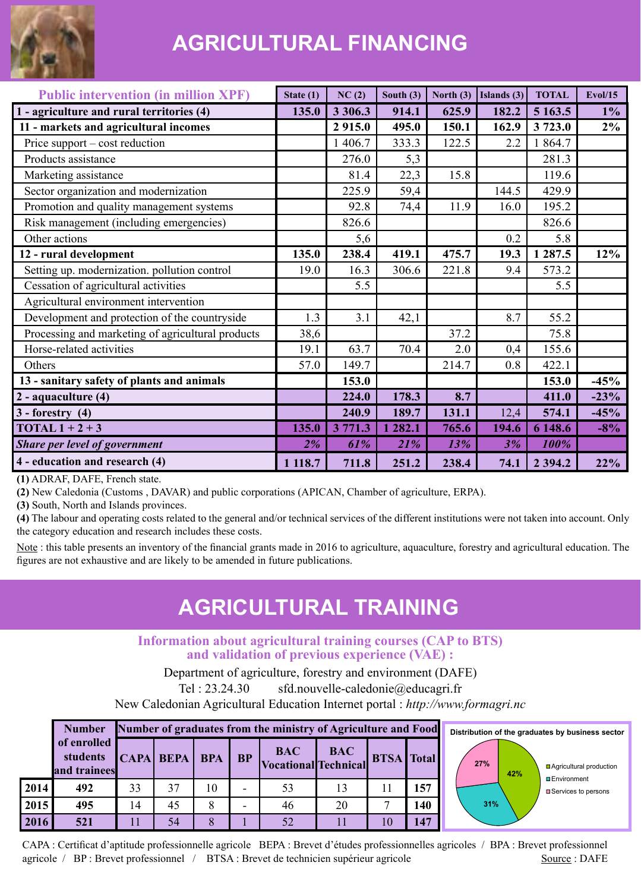# AGRICULTURAL FINANCING

| Public intervention (in million XPF) | State (1) | NC (2) | South (3) | North (3) | Islands (3) | TOTAL | Evol/15 |
|---|---|---|---|---|---|---|---|
| **1 - agriculture and rural territories (4)** | **135.0** | **3 306.3** | **914.1** | **625.9** | **182.2** | **5 163.5** | **1%** |
| **11 - markets and agricultural incomes** | | **2 915.0** | **495.0** | **150.1** | **162.9** | **3 723.0** | **2%** |
| Price support – cost reduction | | 1 406.7 | 333.3 | 122.5 | 2.2 | 1 864.7 | |
| Products assistance | | 276.0 | 5,3 | | | 281.3 | |
| Marketing assistance | | 81.4 | 22,3 | 15.8 | | 119.6 | |
| Sector organization and modernization | | 225.9 | 59,4 | | 144.5 | 429.9 | |
| Promotion and quality management systems | | 92.8 | 74,4 | 11.9 | 16.0 | 195.2 | |
| Risk management (including emergencies) | | 826.6 | | | | 826.6 | |
| Other actions | | 5,6 | | | 0.2 | 5.8 | |
| **12 - rural development** | **135.0** | **238.4** | **419.1** | **475.7** | **19.3** | **1 287.5** | **12%** |
| Setting up. modernization. pollution control | 19.0 | 16.3 | 306.6 | 221.8 | 9.4 | 573.2 | |
| Cessation of agricultural activities | | 5.5 | | | | 5.5 | |
| Agricultural environment intervention | | | | | | | |
| Development and protection of the countryside | 1.3 | 3.1 | 42,1 | | 8.7 | 55.2 | |
| Processing and marketing of agricultural products | 38,6 | | | 37.2 | | 75.8 | |
| Horse-related activities | 19.1 | 63.7 | 70.4 | 2.0 | 0,4 | 155.6 | |
| Others | 57.0 | 149.7 | | 214.7 | 0.8 | 422.1 | |
| **13 - sanitary safety of plants and animals** | | **153.0** | | | | **153.0** | **-45%** |
| **2 - aquaculture (4)** | | **224.0** | **178.3** | **8.7** | | **411.0** | **-23%** |
| **3 - forestry (4)** | | **240.9** | **189.7** | **131.1** | 12,4 | **574.1** | **-45%** |
| **TOTAL 1 + 2 + 3** | **135.0** | **3 771.3** | **1 282.1** | **765.6** | **194.6** | **6 148.6** | **-8%** |
| ***Share per level of government*** | ***2%*** | ***61%*** | ***21%*** | ***13%*** | ***3%*** | ***100%*** | |
| **4 - education and research (4)** | **1 118.7** | **711.8** | **251.2** | **238.4** | **74.1** | **2 394.2** | **22%** |

**(1)** ADRAF, DAFE, French state.
**(2)** New Caledonia (Customs , DAVAR) and public corporations (APICAN, Chamber of agriculture, ERPA).
**(3)** South, North and Islands provinces.
**(4)** The labour and operating costs related to the general and/or technical services of the different institutions were not taken into account. Only the category education and research includes these costs.

Note : this table presents an inventory of the financial grants made in 2016 to agriculture, aquaculture, forestry and agricultural education. The figures are not exhaustive and are likely to be amended in future publications.

# AGRICULTURAL TRAINING

## Information about agricultural training courses (CAP to BTS) and validation of previous experience (VAE) :

Department of agriculture, forestry and environment (DAFE)
Tel : 23.24.30 sfd.nouvelle-caledonie@educagri.fr
New Caledonian Agricultural Education Internet portal : *http://www.formagri.nc*

| | Number of enrolled students and trainees | Number of graduates from the ministry of Agriculture and Food | | | | | | | |
|---|---|---|---|---|---|---|---|---|---|
| | | CAPA | BEPA | BPA | BP | BAC Vocational | BAC Technical | BTSA | Total |
| **2014** | **492** | 33 | 37 | 10 | - | 53 | 13 | 11 | **157** |
| **2015** | **495** | 14 | 45 | 8 | - | 46 | 20 | 7 | **140** |
| **2016** | **521** | 11 | 54 | 8 | 1 | 52 | 11 | 10 | **147** |

**Distribution of the graduates by business sector**

| Sector | Share |
|---|---|
| Agricultural production | 42% |
| Environment | 31% |
| Services to persons | 27% |

CAPA : Certificat d'aptitude professionnelle agricole / BEPA : Brevet d'études professionnelles agricoles / BPA : Brevet professionnel agricole / BP : Brevet professionnel / BTSA : Brevet de technicien supérieur agricole

Source : DAFE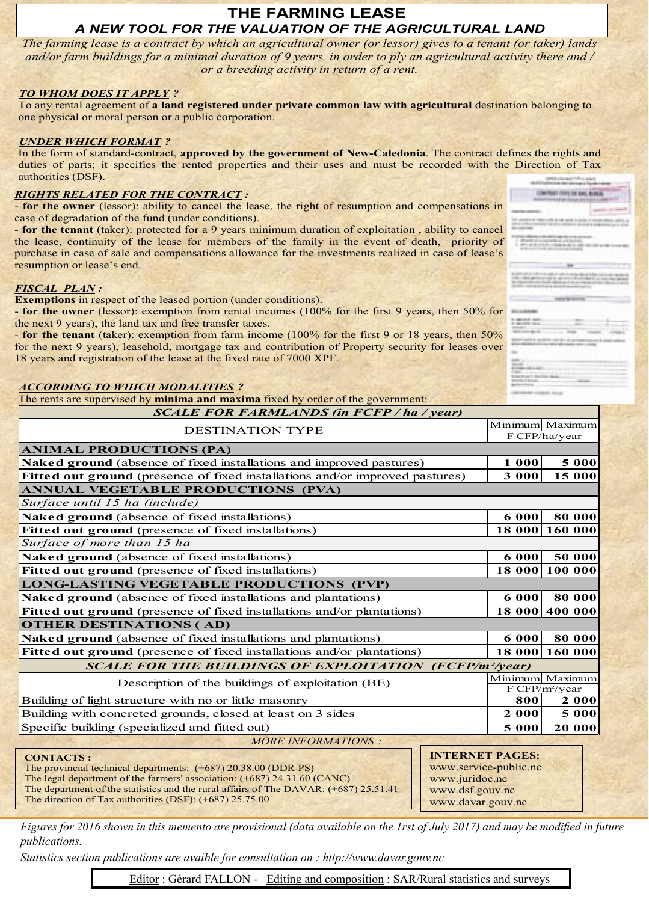# THE FARMING LEASE

## *A NEW TOOL FOR THE VALUATION OF THE AGRICULTURAL LAND*

*The farming lease is a contract by which an agricultural owner (or lessor) gives to a tenant (or taker) lands and/or farm buildings for a minimal duration of 9 years, in order to ply an agricultural activity there and / or a breeding activity in return of a rent.*

### *TO WHOM DOES IT APPLY ?*

To any rental agreement of **a land registered under private common law with agricultural** destination belonging to one physical or moral person or a public corporation.

### *UNDER WHICH FORMAT ?*

In the form of standard-contract, **approved by the government of New-Caledonia**. The contract defines the rights and duties of parts; it specifies the rented properties and their uses and must be recorded with the Direction of Tax authorities (DSF).

### *RIGHTS RELATED FOR THE CONTRACT :*

- **for the owner** (lessor): ability to cancel the lease, the right of resumption and compensations in case of degradation of the fund (under conditions).
- **for the tenant** (taker): protected for a 9 years minimum duration of exploitation , ability to cancel the lease, continuity of the lease for members of the family in the event of death, priority of purchase in case of sale and compensations allowance for the investments realized in case of lease's resumption or lease's end.

### *FISCAL PLAN :*

**Exemptions** in respect of the leased portion (under conditions).
- **for the owner** (lessor): exemption from rental incomes (100% for the first 9 years, then 50% for the next 9 years), the land tax and free transfer taxes.
- **for the tenant** (taker): exemption from farm income (100% for the first 9 or 18 years, then 50% for the next 9 years), leasehold, mortgage tax and contribution of Property security for leases over 18 years and registration of the lease at the fixed rate of 7000 XPF.

### *ACCORDING TO WHICH MODALITIES ?*

The rents are supervised by **minima and maxima** fixed by order of the government:

| *SCALE FOR FARMLANDS (in FCFP / ha / year)* | | |
|---|---|---|
| DESTINATION TYPE | Minimum F CFP/ha/year | Maximum |
| **ANIMAL PRODUCTIONS (PA)** | | |
| **Naked ground** (absence of fixed installations and improved pastures) | **1 000** | **5 000** |
| **Fitted out ground** (presence of fixed installations and/or improved pastures) | **3 000** | **15 000** |
| **ANNUAL VEGETABLE PRODUCTIONS (PVA)** | | |
| *Surface until 15 ha (include)* | | |
| **Naked ground** (absence of fixed installations) | **6 000** | **80 000** |
| **Fitted out ground** (presence of fixed installations) | **18 000** | **160 000** |
| *Surface of more than 15 ha* | | |
| **Naked ground** (absence of fixed installations) | **6 000** | **50 000** |
| **Fitted out ground** (presence of fixed installations) | **18 000** | **100 000** |
| **LONG-LASTING VEGETABLE PRODUCTIONS (PVP)** | | |
| **Naked ground** (absence of fixed installations and plantations) | **6 000** | **80 000** |
| **Fitted out ground** (presence of fixed installations and/or plantations) | **18 000** | **400 000** |
| **OTHER DESTINATIONS ( AD)** | | |
| **Naked ground** (absence of fixed installations and plantations) | **6 000** | **80 000** |
| **Fitted out ground** (presence of fixed installations and/or plantations) | **18 000** | **160 000** |

| *SCALE FOR THE BUILDINGS OF EXPLOITATION (FCFP/m²/year)* | | |
|---|---|---|
| Description of the buildings of exploitation (BE) | Minimum F CFP/m²/year | Maximum |
| Building of light structure with no or little masonry | **800** | **2 000** |
| Building with concreted grounds, closed at least on 3 sides | **2 000** | **5 000** |
| Specific building (specialized and fitted out) | **5 000** | **20 000** |

*MORE INFORMATIONS :*

**CONTACTS :**
The provincial technical departments: (+687) 20.38.00 (DDR-PS)
The legal department of the farmers' association: (+687) 24.31.60 (CANC)
The department of the statistics and the rural affairs of The DAVAR: (+687) 25.51.41
The direction of Tax authorities (DSF): (+687) 25.75.00

**INTERNET PAGES:**
www.service-public.nc
www.juridoc.nc
www.dsf.gouv.nc
www.davar.gouv.nc

*Figures for 2016 shown in this memento are provisional (data available on the 1rst of July 2017) and may be modified in future publications.*

*Statistics section publications are avaible for consultation on : http://www.davar.gouv.nc*

Editor : Gérard FALLON - Editing and composition : SAR/Rural statistics and surveys